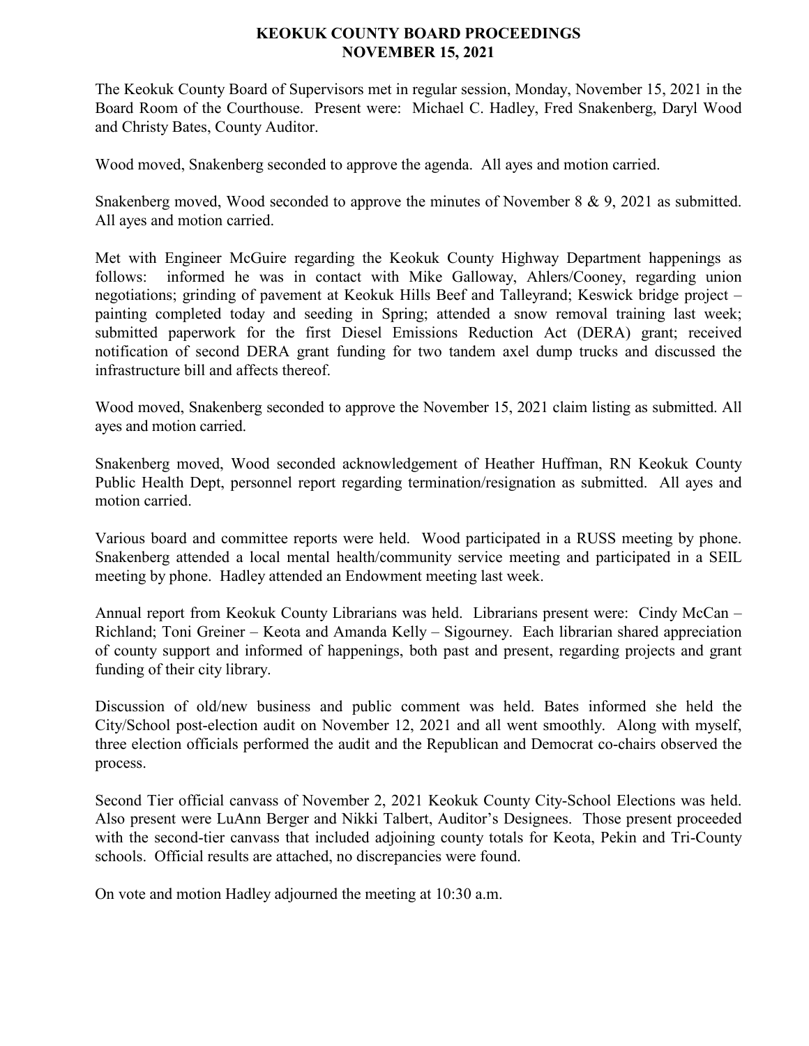# KEOKUK COUNTY BOARD PROCEEDINGS
# NOVEMBER 15, 2021

The Keokuk County Board of Supervisors met in regular session, Monday, November 15, 2021 in the Board Room of the Courthouse. Present were: Michael C. Hadley, Fred Snakenberg, Daryl Wood and Christy Bates, County Auditor.

Wood moved, Snakenberg seconded to approve the agenda. All ayes and motion carried.

Snakenberg moved, Wood seconded to approve the minutes of November 8 & 9, 2021 as submitted. All ayes and motion carried.

Met with Engineer McGuire regarding the Keokuk County Highway Department happenings as follows: informed he was in contact with Mike Galloway, Ahlers/Cooney, regarding union negotiations; grinding of pavement at Keokuk Hills Beef and Talleyrand; Keswick bridge project – painting completed today and seeding in Spring; attended a snow removal training last week; submitted paperwork for the first Diesel Emissions Reduction Act (DERA) grant; received notification of second DERA grant funding for two tandem axel dump trucks and discussed the infrastructure bill and affects thereof.

Wood moved, Snakenberg seconded to approve the November 15, 2021 claim listing as submitted. All ayes and motion carried.

Snakenberg moved, Wood seconded acknowledgement of Heather Huffman, RN Keokuk County Public Health Dept, personnel report regarding termination/resignation as submitted. All ayes and motion carried.

Various board and committee reports were held. Wood participated in a RUSS meeting by phone. Snakenberg attended a local mental health/community service meeting and participated in a SEIL meeting by phone. Hadley attended an Endowment meeting last week.

Annual report from Keokuk County Librarians was held. Librarians present were: Cindy McCan – Richland; Toni Greiner – Keota and Amanda Kelly – Sigourney. Each librarian shared appreciation of county support and informed of happenings, both past and present, regarding projects and grant funding of their city library.

Discussion of old/new business and public comment was held. Bates informed she held the City/School post-election audit on November 12, 2021 and all went smoothly. Along with myself, three election officials performed the audit and the Republican and Democrat co-chairs observed the process.

Second Tier official canvass of November 2, 2021 Keokuk County City-School Elections was held. Also present were LuAnn Berger and Nikki Talbert, Auditor's Designees. Those present proceeded with the second-tier canvass that included adjoining county totals for Keota, Pekin and Tri-County schools. Official results are attached, no discrepancies were found.

On vote and motion Hadley adjourned the meeting at 10:30 a.m.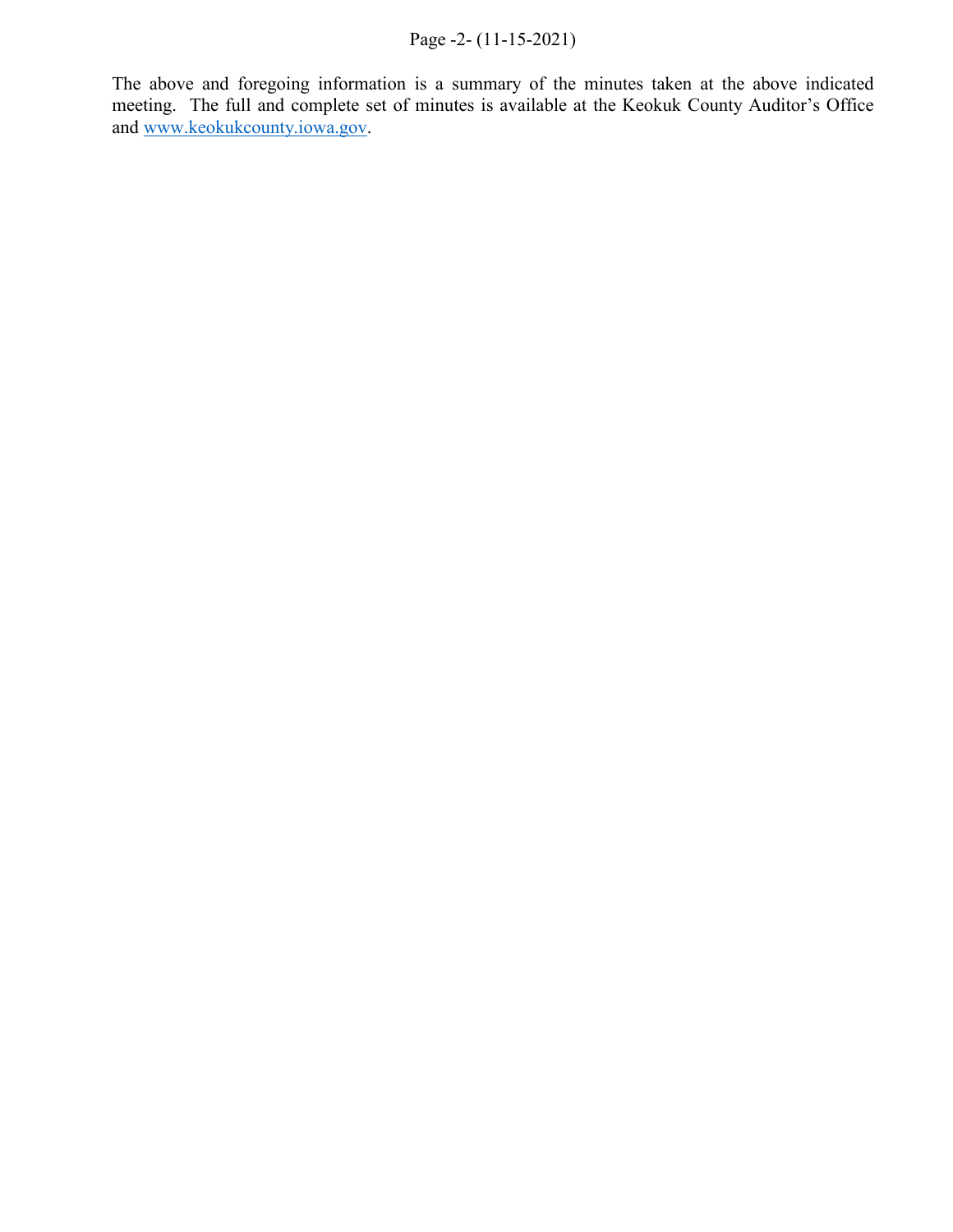The above and foregoing information is a summary of the minutes taken at the above indicated meeting. The full and complete set of minutes is available at the Keokuk County Auditor's Office and [www.keokukcounty.iowa.gov](http://www.keokukcounty.iowa.gov).